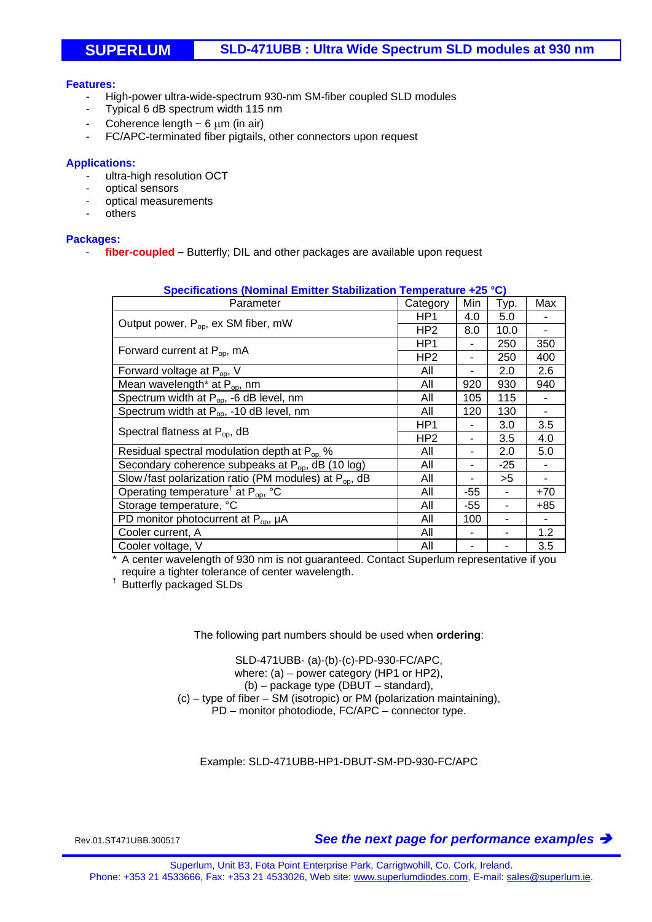# SUPERLUM — SLD-471UBB : Ultra Wide Spectrum SLD modules at 930 nm

**Features:**

- High-power ultra-wide-spectrum 930-nm SM-fiber coupled SLD modules
- Typical 6 dB spectrum width 115 nm
- Coherence length ~ 6 µm (in air)
- FC/APC-terminated fiber pigtails, other connectors upon request

**Applications:**

- ultra-high resolution OCT
- optical sensors
- optical measurements
- others

**Packages:**

- **fiber-coupled –** Butterfly; DIL and other packages are available upon request

**Specifications (Nominal Emitter Stabilization Temperature +25 °C)**

| Parameter | Category | Min | Typ. | Max |
|---|---|---|---|---|
| Output power, $P_{op}$, ex SM fiber, mW | HP1 | 4.0 | 5.0 | - |
| | HP2 | 8.0 | 10.0 | - |
| Forward current at $P_{op}$, mA | HP1 | - | 250 | 350 |
| | HP2 | - | 250 | 400 |
| Forward voltage at $P_{op}$, V | All | - | 2.0 | 2.6 |
| Mean wavelength* at $P_{op}$, nm | All | 920 | 930 | 940 |
| Spectrum width at $P_{op}$, -6 dB level, nm | All | 105 | 115 | - |
| Spectrum width at $P_{op}$, -10 dB level, nm | All | 120 | 130 | - |
| Spectral flatness at $P_{op}$, dB | HP1 | - | 3.0 | 3.5 |
| | HP2 | - | 3.5 | 4.0 |
| Residual spectral modulation depth at $P_{op}$, % | All | - | 2.0 | 5.0 |
| Secondary coherence subpeaks at $P_{op}$, dB (10 log) | All | - | -25 | - |
| Slow/fast polarization ratio (PM modules) at $P_{op}$, dB | All | - | >5 | - |
| Operating temperature† at $P_{op}$, °C | All | -55 | - | +70 |
| Storage temperature, °C | All | -55 | - | +85 |
| PD monitor photocurrent at $P_{op}$, µA | All | 100 | - | - |
| Cooler current, A | All | - | - | 1.2 |
| Cooler voltage, V | All | - | - | 3.5 |

\* A center wavelength of 930 nm is not guaranteed. Contact Superlum representative if you require a tighter tolerance of center wavelength.

† Butterfly packaged SLDs

The following part numbers should be used when **ordering**:

SLD-471UBB- (a)-(b)-(c)-PD-930-FC/APC,
where: (a) – power category (HP1 or HP2),
(b) – package type (DBUT – standard),
(c) – type of fiber – SM (isotropic) or PM (polarization maintaining),
PD – monitor photodiode, FC/APC – connector type.

Example: SLD-471UBB-HP1-DBUT-SM-PD-930-FC/APC

Rev.01.ST471UBB.300517

***See the next page for performance examples →***

Superlum, Unit B3, Fota Point Enterprise Park, Carrigtwohill, Co. Cork, Ireland.
Phone: +353 21 4533666, Fax: +353 21 4533026, Web site: www.superlumdiodes.com, E-mail: sales@superlum.ie.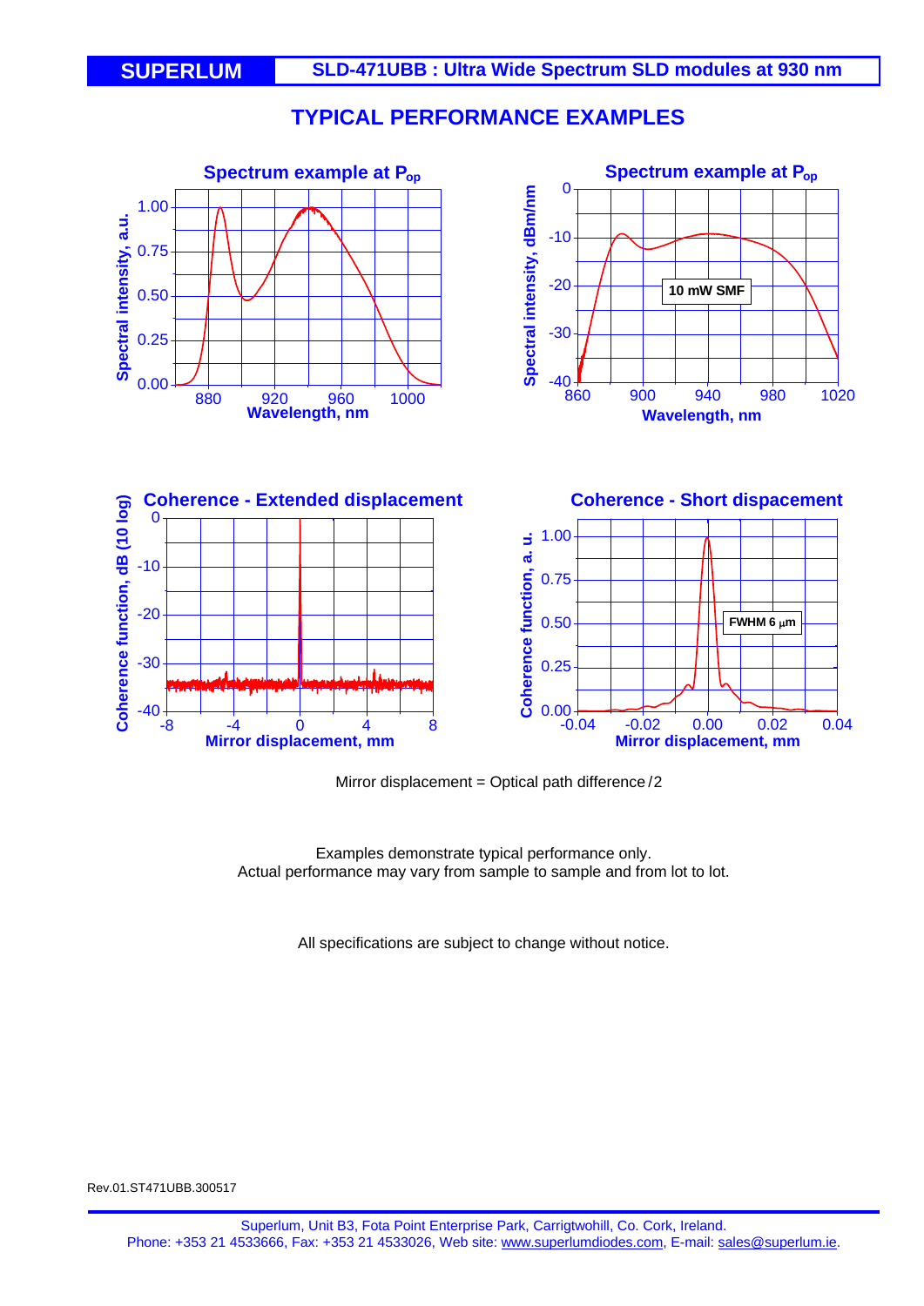SUPERLUM

SLD-471UBB : Ultra Wide Spectrum SLD modules at 930 nm

# TYPICAL PERFORMANCE EXAMPLES

Spectrum example at $P_{op}$

Spectral intensity, a.u.

1.00
0.75
0.50
0.25
0.00

880
920
960
1000

Wavelength, nm

Spectrum example at $P_{op}$

Spectral intensity, dBm/nm

0
-10
-20
-30
-40

860
900
940
980
1020

Wavelength, nm

10 mW SMF

Coherence - Extended displacement

Coherence function, dB (10 log)

0
-10
-20
-30
-40

-8
-4
0
4
8

Mirror displacement, mm

Coherence - Short displacement

Coherence function, a. u.

1.00
0.75
0.50
0.25
0.00

-0.04
-0.02
0.00
0.02
0.04

Mirror displacement, mm

FWHM 6 μm

Mirror displacement = Optical path difference / 2

Examples demonstrate typical performance only.
Actual performance may vary from sample to sample and from lot to lot.

All specifications are subject to change without notice.

Rev.01.ST471UBB.300517

Superlum, Unit B3, Fota Point Enterprise Park, Carrigtwohill, Co. Cork, Ireland.
Phone: +353 21 4533666, Fax: +353 21 4533026, Web site: www.superlumdiodes.com, E-mail: sales@superlum.ie.